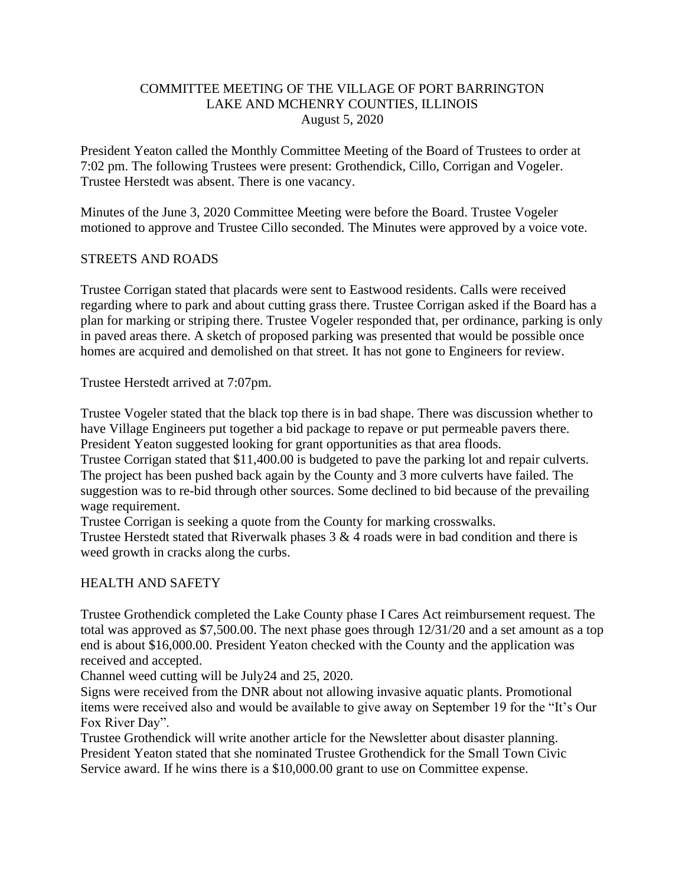# COMMITTEE MEETING OF THE VILLAGE OF PORT BARRINGTON
## LAKE AND MCHENRY COUNTIES, ILLINOIS
### August 5, 2020

President Yeaton called the Monthly Committee Meeting of the Board of Trustees to order at 7:02 pm. The following Trustees were present: Grothendick, Cillo, Corrigan and Vogeler. Trustee Herstedt was absent. There is one vacancy.

Minutes of the June 3, 2020 Committee Meeting were before the Board. Trustee Vogeler motioned to approve and Trustee Cillo seconded. The Minutes were approved by a voice vote.

## STREETS AND ROADS

Trustee Corrigan stated that placards were sent to Eastwood residents. Calls were received regarding where to park and about cutting grass there. Trustee Corrigan asked if the Board has a plan for marking or striping there. Trustee Vogeler responded that, per ordinance, parking is only in paved areas there. A sketch of proposed parking was presented that would be possible once homes are acquired and demolished on that street. It has not gone to Engineers for review.

Trustee Herstedt arrived at 7:07pm.

Trustee Vogeler stated that the black top there is in bad shape. There was discussion whether to have Village Engineers put together a bid package to repave or put permeable pavers there. President Yeaton suggested looking for grant opportunities as that area floods.
Trustee Corrigan stated that $11,400.00 is budgeted to pave the parking lot and repair culverts. The project has been pushed back again by the County and 3 more culverts have failed. The suggestion was to re-bid through other sources. Some declined to bid because of the prevailing wage requirement.
Trustee Corrigan is seeking a quote from the County for marking crosswalks.
Trustee Herstedt stated that Riverwalk phases 3 & 4 roads were in bad condition and there is weed growth in cracks along the curbs.

## HEALTH AND SAFETY

Trustee Grothendick completed the Lake County phase I Cares Act reimbursement request. The total was approved as $7,500.00. The next phase goes through 12/31/20 and a set amount as a top end is about $16,000.00. President Yeaton checked with the County and the application was received and accepted.
Channel weed cutting will be July24 and 25, 2020.
Signs were received from the DNR about not allowing invasive aquatic plants. Promotional items were received also and would be available to give away on September 19 for the "It's Our Fox River Day".
Trustee Grothendick will write another article for the Newsletter about disaster planning.
President Yeaton stated that she nominated Trustee Grothendick for the Small Town Civic Service award. If he wins there is a $10,000.00 grant to use on Committee expense.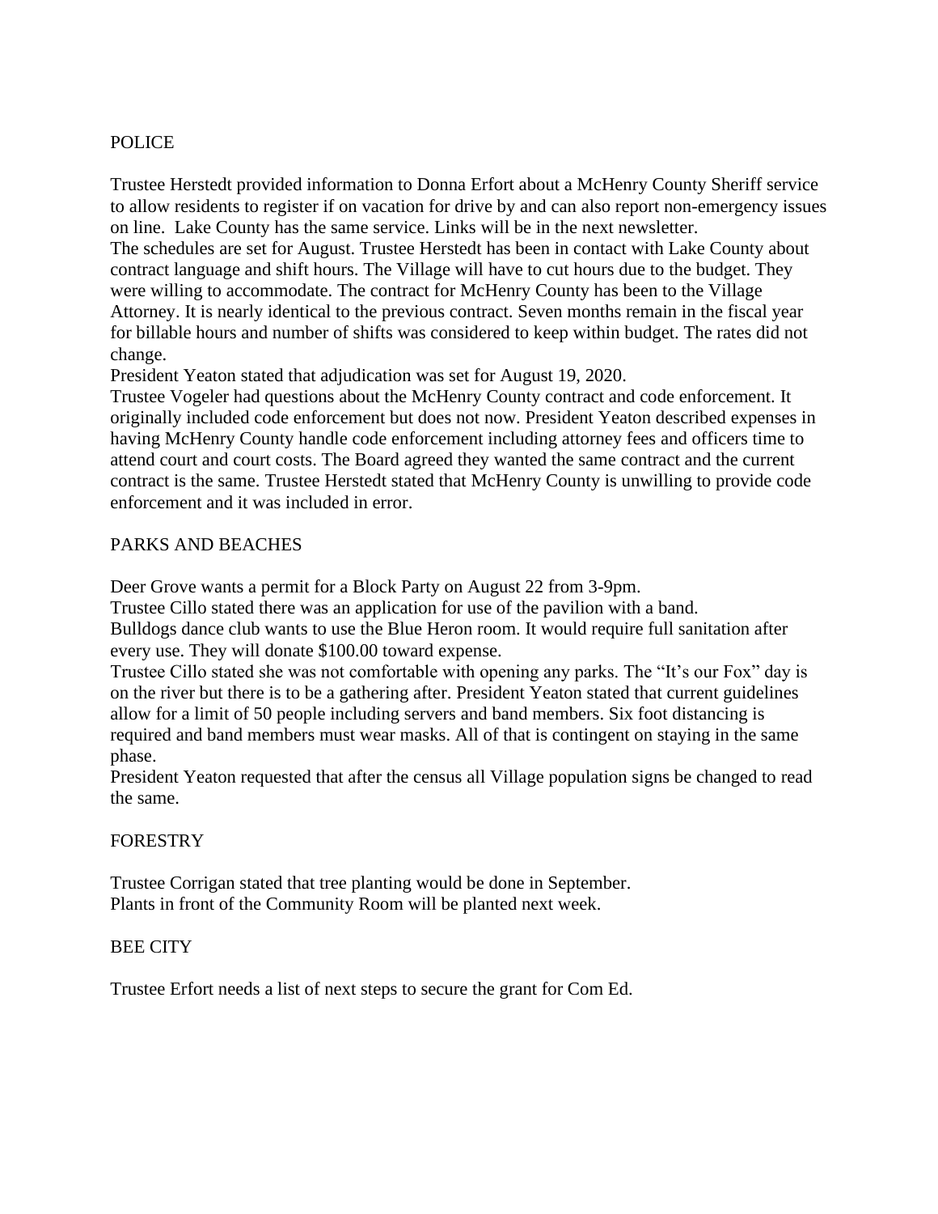## POLICE

Trustee Herstedt provided information to Donna Erfort about a McHenry County Sheriff service to allow residents to register if on vacation for drive by and can also report non-emergency issues on line. Lake County has the same service. Links will be in the next newsletter.

The schedules are set for August. Trustee Herstedt has been in contact with Lake County about contract language and shift hours. The Village will have to cut hours due to the budget. They were willing to accommodate. The contract for McHenry County has been to the Village Attorney. It is nearly identical to the previous contract. Seven months remain in the fiscal year for billable hours and number of shifts was considered to keep within budget. The rates did not change.

President Yeaton stated that adjudication was set for August 19, 2020.

Trustee Vogeler had questions about the McHenry County contract and code enforcement. It originally included code enforcement but does not now. President Yeaton described expenses in having McHenry County handle code enforcement including attorney fees and officers time to attend court and court costs. The Board agreed they wanted the same contract and the current contract is the same. Trustee Herstedt stated that McHenry County is unwilling to provide code enforcement and it was included in error.

## PARKS AND BEACHES

Deer Grove wants a permit for a Block Party on August 22 from 3-9pm.

Trustee Cillo stated there was an application for use of the pavilion with a band.

Bulldogs dance club wants to use the Blue Heron room. It would require full sanitation after every use. They will donate $100.00 toward expense.

Trustee Cillo stated she was not comfortable with opening any parks. The "It's our Fox" day is on the river but there is to be a gathering after. President Yeaton stated that current guidelines allow for a limit of 50 people including servers and band members. Six foot distancing is required and band members must wear masks. All of that is contingent on staying in the same phase.

President Yeaton requested that after the census all Village population signs be changed to read the same.

## FORESTRY

Trustee Corrigan stated that tree planting would be done in September.

Plants in front of the Community Room will be planted next week.

## BEE CITY

Trustee Erfort needs a list of next steps to secure the grant for Com Ed.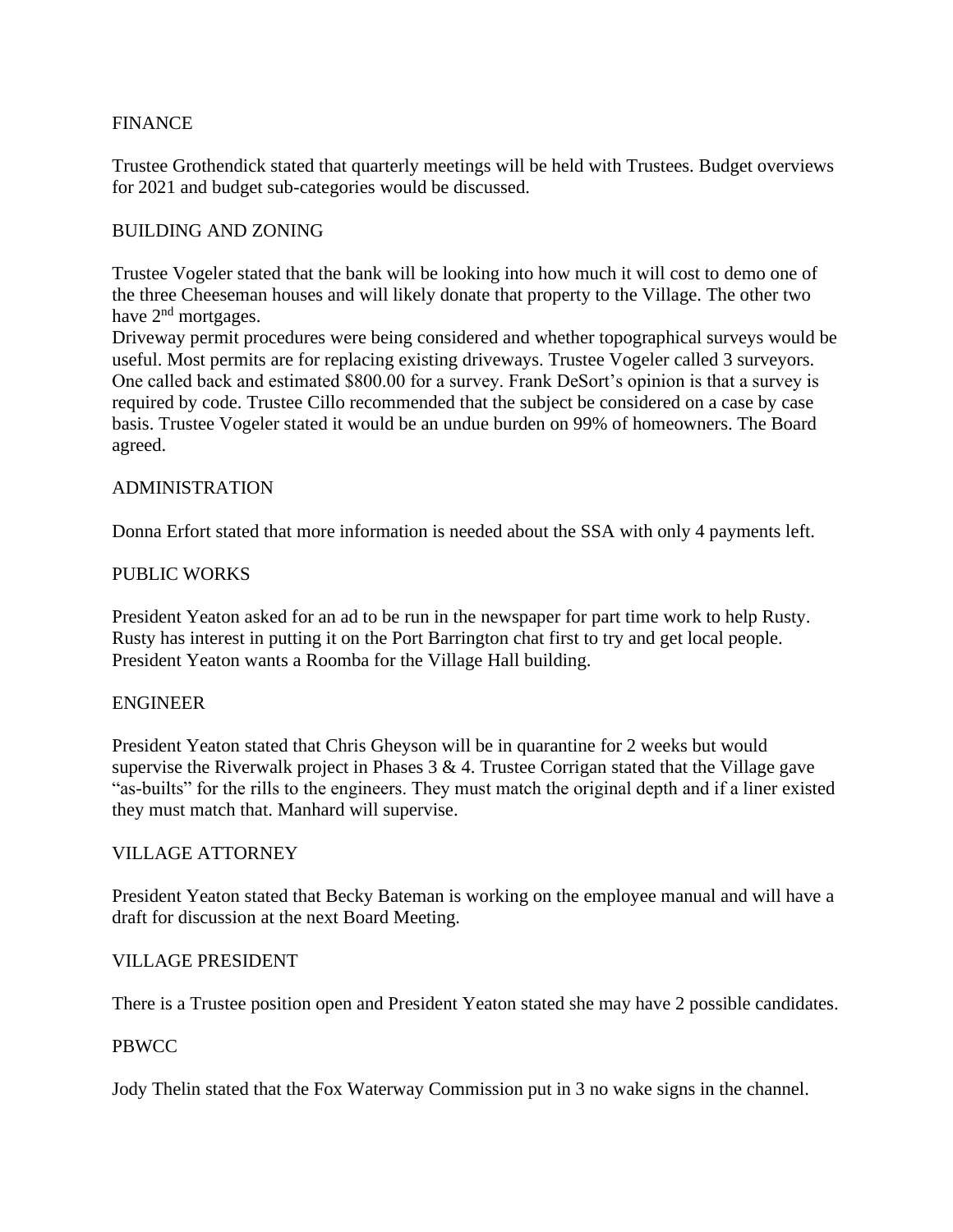## FINANCE

Trustee Grothendick stated that quarterly meetings will be held with Trustees. Budget overviews for 2021 and budget sub-categories would be discussed.

## BUILDING AND ZONING

Trustee Vogeler stated that the bank will be looking into how much it will cost to demo one of the three Cheeseman houses and will likely donate that property to the Village. The other two have 2nd mortgages.

Driveway permit procedures were being considered and whether topographical surveys would be useful. Most permits are for replacing existing driveways. Trustee Vogeler called 3 surveyors. One called back and estimated $800.00 for a survey. Frank DeSort's opinion is that a survey is required by code. Trustee Cillo recommended that the subject be considered on a case by case basis. Trustee Vogeler stated it would be an undue burden on 99% of homeowners. The Board agreed.

## ADMINISTRATION

Donna Erfort stated that more information is needed about the SSA with only 4 payments left.

## PUBLIC WORKS

President Yeaton asked for an ad to be run in the newspaper for part time work to help Rusty. Rusty has interest in putting it on the Port Barrington chat first to try and get local people. President Yeaton wants a Roomba for the Village Hall building.

## ENGINEER

President Yeaton stated that Chris Gheyson will be in quarantine for 2 weeks but would supervise the Riverwalk project in Phases 3 & 4. Trustee Corrigan stated that the Village gave "as-builts" for the rills to the engineers. They must match the original depth and if a liner existed they must match that. Manhard will supervise.

## VILLAGE ATTORNEY

President Yeaton stated that Becky Bateman is working on the employee manual and will have a draft for discussion at the next Board Meeting.

## VILLAGE PRESIDENT

There is a Trustee position open and President Yeaton stated she may have 2 possible candidates.

## PBWCC

Jody Thelin stated that the Fox Waterway Commission put in 3 no wake signs in the channel.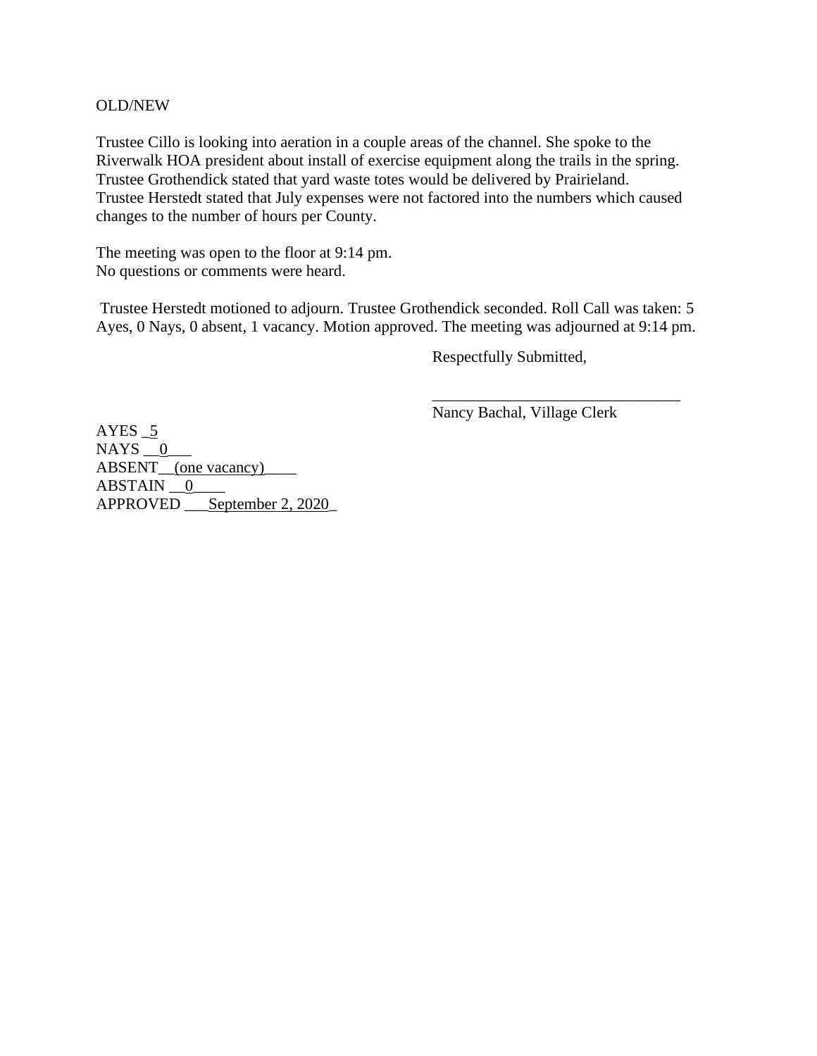OLD/NEW

Trustee Cillo is looking into aeration in a couple areas of the channel. She spoke to the Riverwalk HOA president about install of exercise equipment along the trails in the spring.
Trustee Grothendick stated that yard waste totes would be delivered by Prairieland.
Trustee Herstedt stated that July expenses were not factored into the numbers which caused changes to the number of hours per County.

The meeting was open to the floor at 9:14 pm.
No questions or comments were heard.

Trustee Herstedt motioned to adjourn. Trustee Grothendick seconded. Roll Call was taken: 5 Ayes, 0 Nays, 0 absent, 1 vacancy. Motion approved. The meeting was adjourned at 9:14 pm.

Respectfully Submitted,

_______________________________
Nancy Bachal, Village Clerk

AYES _5
NAYS __0___
ABSENT__(one vacancy)____
ABSTAIN __0____
APPROVED ___September 2, 2020_